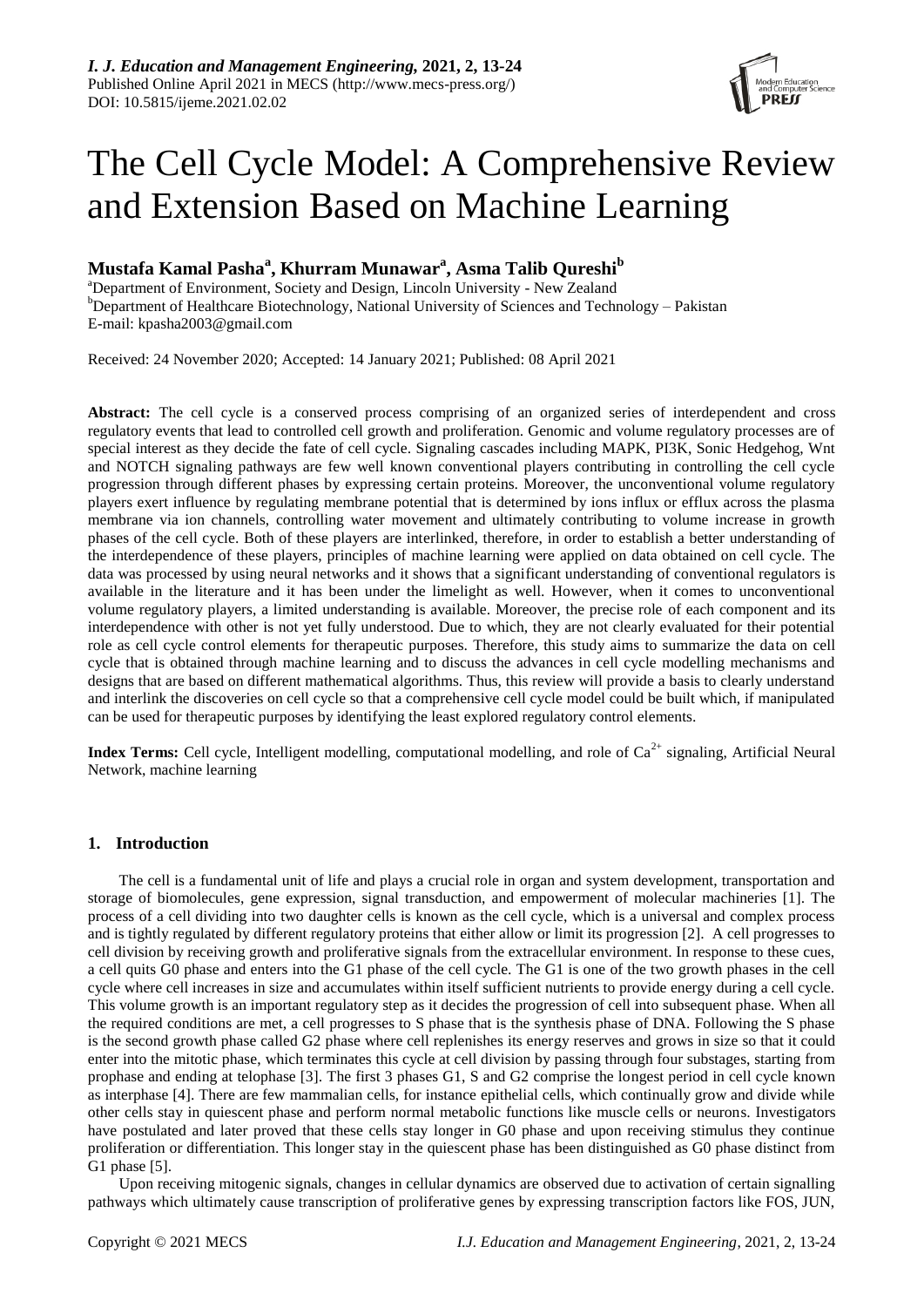# The Cell Cycle Model: A Comprehensive Review and Extension Based on Machine Learning

**Mustafa Kamal Pasha[a], Khurram Munawar[a], Asma Talib Qureshi[b]**

[a]Department of Environment, Society and Design, Lincoln University - New Zealand
[b]Department of Healthcare Biotechnology, National University of Sciences and Technology – Pakistan
E-mail: kpasha2003@gmail.com

Received: 24 November 2020; Accepted: 14 January 2021; Published: 08 April 2021

**Abstract:** The cell cycle is a conserved process comprising of an organized series of interdependent and cross regulatory events that lead to controlled cell growth and proliferation. Genomic and volume regulatory processes are of special interest as they decide the fate of cell cycle. Signaling cascades including MAPK, PI3K, Sonic Hedgehog, Wnt and NOTCH signaling pathways are few well known conventional players contributing in controlling the cell cycle progression through different phases by expressing certain proteins. Moreover, the unconventional volume regulatory players exert influence by regulating membrane potential that is determined by ions influx or efflux across the plasma membrane via ion channels, controlling water movement and ultimately contributing to volume increase in growth phases of the cell cycle. Both of these players are interlinked, therefore, in order to establish a better understanding of the interdependence of these players, principles of machine learning were applied on data obtained on cell cycle. The data was processed by using neural networks and it shows that a significant understanding of conventional regulators is available in the literature and it has been under the limelight as well. However, when it comes to unconventional volume regulatory players, a limited understanding is available. Moreover, the precise role of each component and its interdependence with other is not yet fully understood. Due to which, they are not clearly evaluated for their potential role as cell cycle control elements for therapeutic purposes. Therefore, this study aims to summarize the data on cell cycle that is obtained through machine learning and to discuss the advances in cell cycle modelling mechanisms and designs that are based on different mathematical algorithms. Thus, this review will provide a basis to clearly understand and interlink the discoveries on cell cycle so that a comprehensive cell cycle model could be built which, if manipulated can be used for therapeutic purposes by identifying the least explored regulatory control elements.

**Index Terms:** Cell cycle, Intelligent modelling, computational modelling, and role of $Ca^{2+}$ signaling, Artificial Neural Network, machine learning

## 1. Introduction

The cell is a fundamental unit of life and plays a crucial role in organ and system development, transportation and storage of biomolecules, gene expression, signal transduction, and empowerment of molecular machineries [1]. The process of a cell dividing into two daughter cells is known as the cell cycle, which is a universal and complex process and is tightly regulated by different regulatory proteins that either allow or limit its progression [2]. A cell progresses to cell division by receiving growth and proliferative signals from the extracellular environment. In response to these cues, a cell quits G0 phase and enters into the G1 phase of the cell cycle. The G1 is one of the two growth phases in the cell cycle where cell increases in size and accumulates within itself sufficient nutrients to provide energy during a cell cycle. This volume growth is an important regulatory step as it decides the progression of cell into subsequent phase. When all the required conditions are met, a cell progresses to S phase that is the synthesis phase of DNA. Following the S phase is the second growth phase called G2 phase where cell replenishes its energy reserves and grows in size so that it could enter into the mitotic phase, which terminates this cycle at cell division by passing through four substages, starting from prophase and ending at telophase [3]. The first 3 phases G1, S and G2 comprise the longest period in cell cycle known as interphase [4]. There are few mammalian cells, for instance epithelial cells, which continually grow and divide while other cells stay in quiescent phase and perform normal metabolic functions like muscle cells or neurons. Investigators have postulated and later proved that these cells stay longer in G0 phase and upon receiving stimulus they continue proliferation or differentiation. This longer stay in the quiescent phase has been distinguished as G0 phase distinct from G1 phase [5].

Upon receiving mitogenic signals, changes in cellular dynamics are observed due to activation of certain signalling pathways which ultimately cause transcription of proliferative genes by expressing transcription factors like FOS, JUN,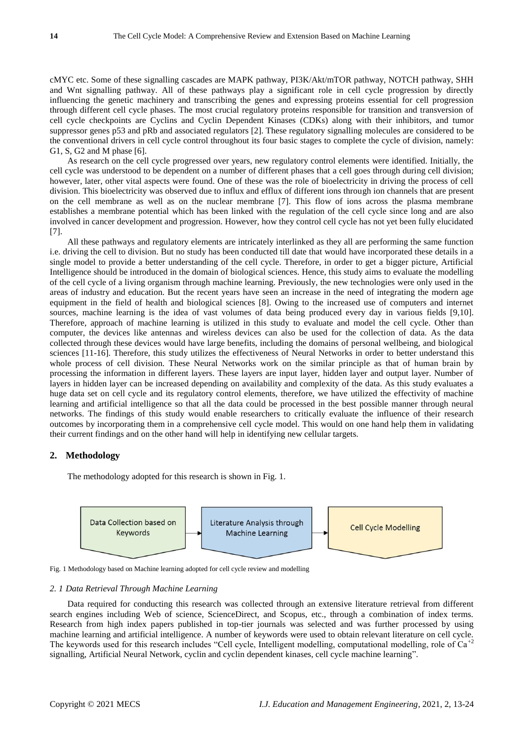cMYC etc. Some of these signalling cascades are MAPK pathway, PI3K/Akt/mTOR pathway, NOTCH pathway, SHH and Wnt signalling pathway. All of these pathways play a significant role in cell cycle progression by directly influencing the genetic machinery and transcribing the genes and expressing proteins essential for cell progression through different cell cycle phases. The most crucial regulatory proteins responsible for transition and transversion of cell cycle checkpoints are Cyclins and Cyclin Dependent Kinases (CDKs) along with their inhibitors, and tumor suppressor genes p53 and pRb and associated regulators [2]. These regulatory signalling molecules are considered to be the conventional drivers in cell cycle control throughout its four basic stages to complete the cycle of division, namely: G1, S, G2 and M phase [6].

As research on the cell cycle progressed over years, new regulatory control elements were identified. Initially, the cell cycle was understood to be dependent on a number of different phases that a cell goes through during cell division; however, later, other vital aspects were found. One of these was the role of bioelectricity in driving the process of cell division. This bioelectricity was observed due to influx and efflux of different ions through ion channels that are present on the cell membrane as well as on the nuclear membrane [7]. This flow of ions across the plasma membrane establishes a membrane potential which has been linked with the regulation of the cell cycle since long and are also involved in cancer development and progression. However, how they control cell cycle has not yet been fully elucidated [7].

All these pathways and regulatory elements are intricately interlinked as they all are performing the same function i.e. driving the cell to division. But no study has been conducted till date that would have incorporated these details in a single model to provide a better understanding of the cell cycle. Therefore, in order to get a bigger picture, Artificial Intelligence should be introduced in the domain of biological sciences. Hence, this study aims to evaluate the modelling of the cell cycle of a living organism through machine learning. Previously, the new technologies were only used in the areas of industry and education. But the recent years have seen an increase in the need of integrating the modern age equipment in the field of health and biological sciences [8]. Owing to the increased use of computers and internet sources, machine learning is the idea of vast volumes of data being produced every day in various fields [9,10]. Therefore, approach of machine learning is utilized in this study to evaluate and model the cell cycle. Other than computer, the devices like antennas and wireless devices can also be used for the collection of data. As the data collected through these devices would have large benefits, including the domains of personal wellbeing, and biological sciences [11-16]. Therefore, this study utilizes the effectiveness of Neural Networks in order to better understand this whole process of cell division. These Neural Networks work on the similar principle as that of human brain by processing the information in different layers. These layers are input layer, hidden layer and output layer. Number of layers in hidden layer can be increased depending on availability and complexity of the data. As this study evaluates a huge data set on cell cycle and its regulatory control elements, therefore, we have utilized the effectivity of machine learning and artificial intelligence so that all the data could be processed in the best possible manner through neural networks. The findings of this study would enable researchers to critically evaluate the influence of their research outcomes by incorporating them in a comprehensive cell cycle model. This would on one hand help them in validating their current findings and on the other hand will help in identifying new cellular targets.

## 2. Methodology

The methodology adopted for this research is shown in Fig. 1.

Data Collection based on Keywords → Literature Analysis through Machine Learning → Cell Cycle Modelling

Fig. 1 Methodology based on Machine learning adopted for cell cycle review and modelling

### *2. 1 Data Retrieval Through Machine Learning*

Data required for conducting this research was collected through an extensive literature retrieval from different search engines including Web of science, ScienceDirect, and Scopus, etc., through a combination of index terms. Research from high index papers published in top-tier journals was selected and was further processed by using machine learning and artificial intelligence. A number of keywords were used to obtain relevant literature on cell cycle. The keywords used for this research includes "Cell cycle, Intelligent modelling, computational modelling, role of $Ca^{+2}$ signalling, Artificial Neural Network, cyclin and cyclin dependent kinases, cell cycle machine learning".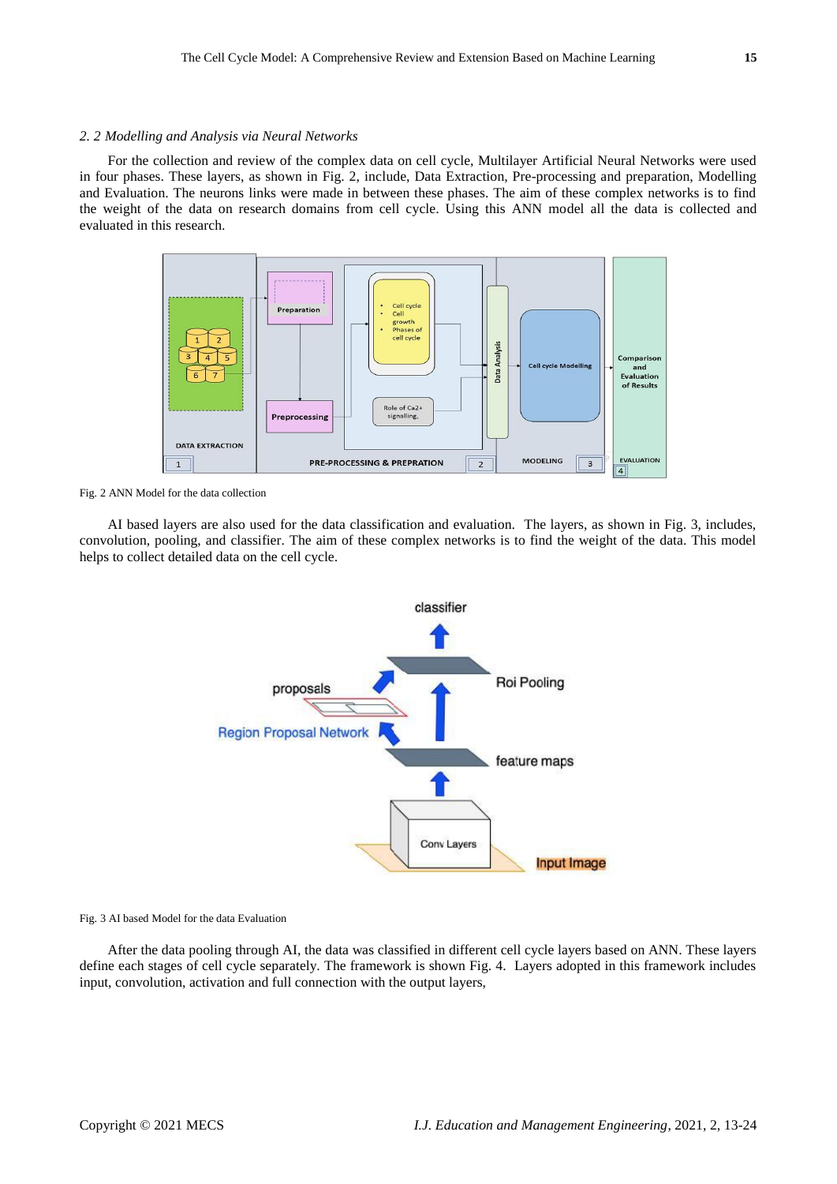*2. 2 Modelling and Analysis via Neural Networks*

For the collection and review of the complex data on cell cycle, Multilayer Artificial Neural Networks were used in four phases. These layers, as shown in Fig. 2, include, Data Extraction, Pre-processing and preparation, Modelling and Evaluation. The neurons links were made in between these phases. The aim of these complex networks is to find the weight of the data on research domains from cell cycle. Using this ANN model all the data is collected and evaluated in this research.

Fig. 2 ANN Model for the data collection

AI based layers are also used for the data classification and evaluation. The layers, as shown in Fig. 3, includes, convolution, pooling, and classifier. The aim of these complex networks is to find the weight of the data. This model helps to collect detailed data on the cell cycle.

Fig. 3 AI based Model for the data Evaluation

After the data pooling through AI, the data was classified in different cell cycle layers based on ANN. These layers define each stages of cell cycle separately. The framework is shown Fig. 4. Layers adopted in this framework includes input, convolution, activation and full connection with the output layers,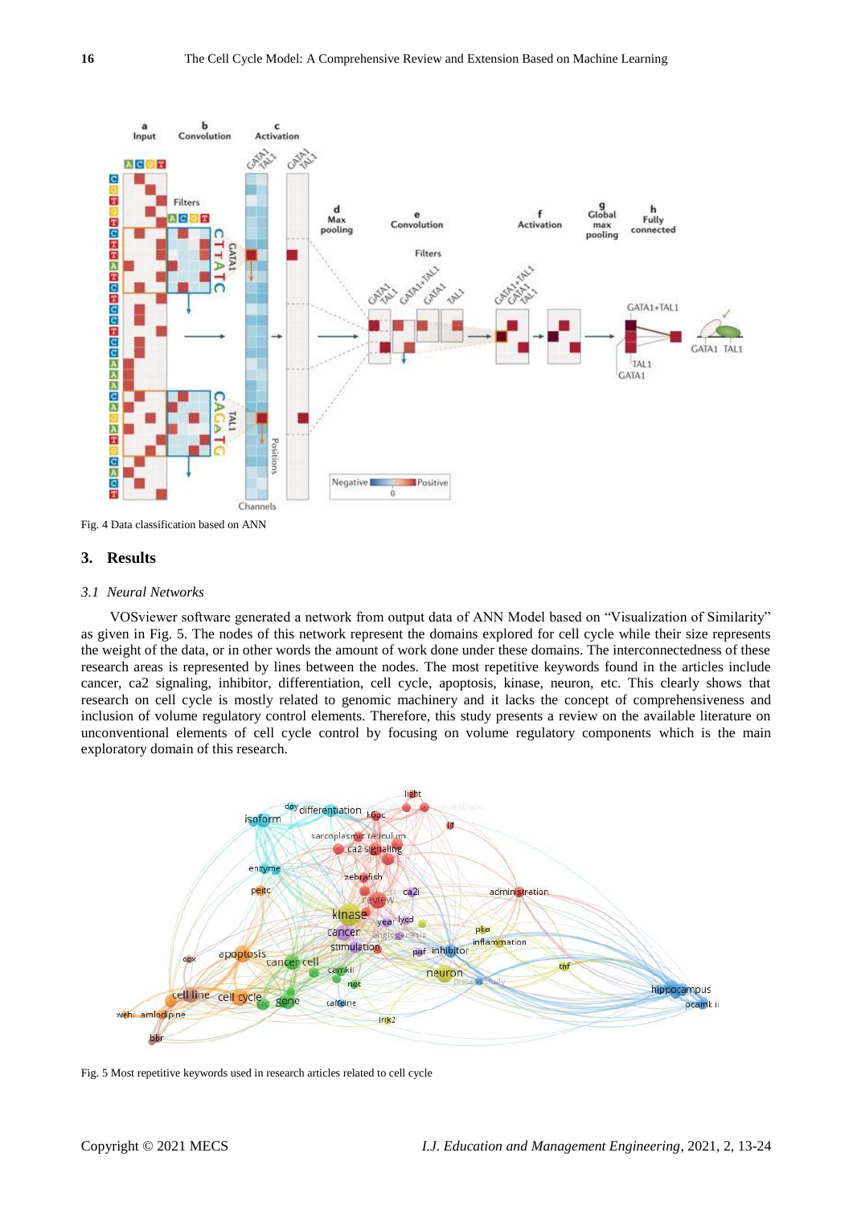Fig. 4 Data classification based on ANN

## 3. Results

### *3.1 Neural Networks*

VOSviewer software generated a network from output data of ANN Model based on "Visualization of Similarity" as given in Fig. 5. The nodes of this network represent the domains explored for cell cycle while their size represents the weight of the data, or in other words the amount of work done under these domains. The interconnectedness of these research areas is represented by lines between the nodes. The most repetitive keywords found in the articles include cancer, ca2 signaling, inhibitor, differentiation, cell cycle, apoptosis, kinase, neuron, etc. This clearly shows that research on cell cycle is mostly related to genomic machinery and it lacks the concept of comprehensiveness and inclusion of volume regulatory control elements. Therefore, this study presents a review on the available literature on unconventional elements of cell cycle control by focusing on volume regulatory components which is the main exploratory domain of this research.

Fig. 5 Most repetitive keywords used in research articles related to cell cycle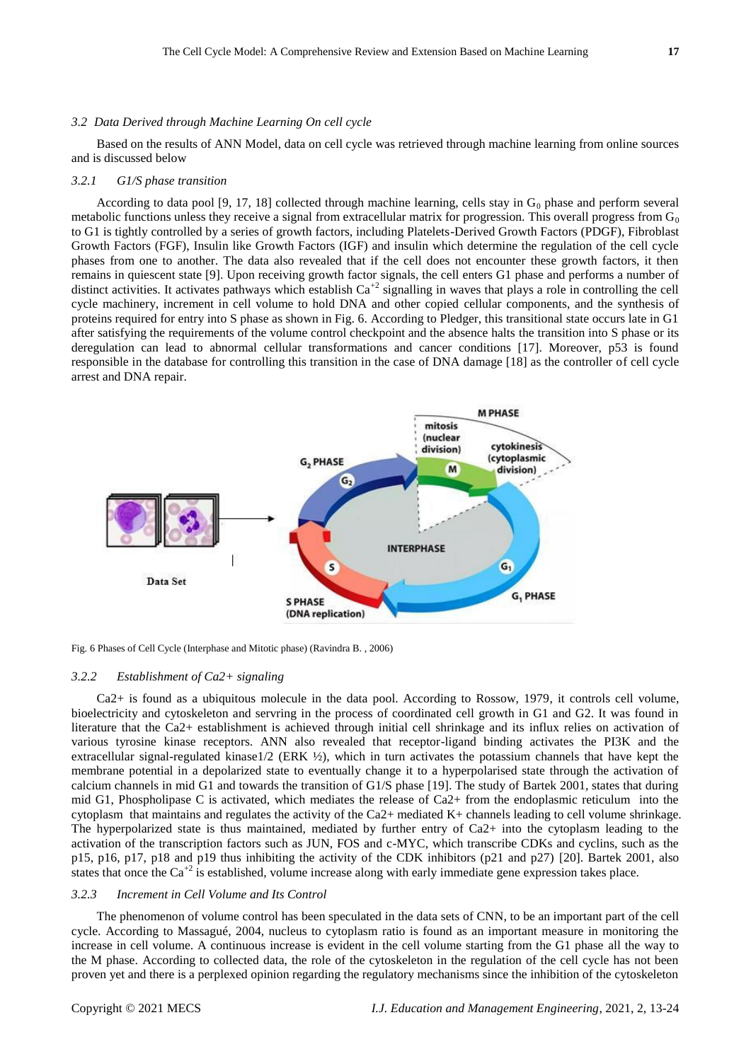### *3.2 Data Derived through Machine Learning On cell cycle*

Based on the results of ANN Model, data on cell cycle was retrieved through machine learning from online sources and is discussed below

#### *3.2.1 G1/S phase transition*

According to data pool [9, 17, 18] collected through machine learning, cells stay in $G_0$ phase and perform several metabolic functions unless they receive a signal from extracellular matrix for progression. This overall progress from $G_0$ to G1 is tightly controlled by a series of growth factors, including Platelets-Derived Growth Factors (PDGF), Fibroblast Growth Factors (FGF), Insulin like Growth Factors (IGF) and insulin which determine the regulation of the cell cycle phases from one to another. The data also revealed that if the cell does not encounter these growth factors, it then remains in quiescent state [9]. Upon receiving growth factor signals, the cell enters G1 phase and performs a number of distinct activities. It activates pathways which establish $Ca^{+2}$ signalling in waves that plays a role in controlling the cell cycle machinery, increment in cell volume to hold DNA and other copied cellular components, and the synthesis of proteins required for entry into S phase as shown in Fig. 6. According to Pledger, this transitional state occurs late in G1 after satisfying the requirements of the volume control checkpoint and the absence halts the transition into S phase or its deregulation can lead to abnormal cellular transformations and cancer conditions [17]. Moreover, p53 is found responsible in the database for controlling this transition in the case of DNA damage [18] as the controller of cell cycle arrest and DNA repair.

Fig. 6 Phases of Cell Cycle (Interphase and Mitotic phase) (Ravindra B. , 2006)

#### *3.2.2 Establishment of Ca2+ signaling*

Ca2+ is found as a ubiquitous molecule in the data pool. According to Rossow, 1979, it controls cell volume, bioelectricity and cytoskeleton and servring in the process of coordinated cell growth in G1 and G2. It was found in literature that the Ca2+ establishment is achieved through initial cell shrinkage and its influx relies on activation of various tyrosine kinase receptors. ANN also revealed that receptor-ligand binding activates the PI3K and the extracellular signal-regulated kinase1/2 (ERK ½), which in turn activates the potassium channels that have kept the membrane potential in a depolarized state to eventually change it to a hyperpolarised state through the activation of calcium channels in mid G1 and towards the transition of G1/S phase [19]. The study of Bartek 2001, states that during mid G1, Phospholipase C is activated, which mediates the release of Ca2+ from the endoplasmic reticulum into the cytoplasm that maintains and regulates the activity of the Ca2+ mediated K+ channels leading to cell volume shrinkage. The hyperpolarized state is thus maintained, mediated by further entry of Ca2+ into the cytoplasm leading to the activation of the transcription factors such as JUN, FOS and c-MYC, which transcribe CDKs and cyclins, such as the p15, p16, p17, p18 and p19 thus inhibiting the activity of the CDK inhibitors (p21 and p27) [20]. Bartek 2001, also states that once the $Ca^{+2}$ is established, volume increase along with early immediate gene expression takes place.

#### *3.2.3 Increment in Cell Volume and Its Control*

The phenomenon of volume control has been speculated in the data sets of CNN, to be an important part of the cell cycle. According to Massagué, 2004, nucleus to cytoplasm ratio is found as an important measure in monitoring the increase in cell volume. A continuous increase is evident in the cell volume starting from the G1 phase all the way to the M phase. According to collected data, the role of the cytoskeleton in the regulation of the cell cycle has not been proven yet and there is a perplexed opinion regarding the regulatory mechanisms since the inhibition of the cytoskeleton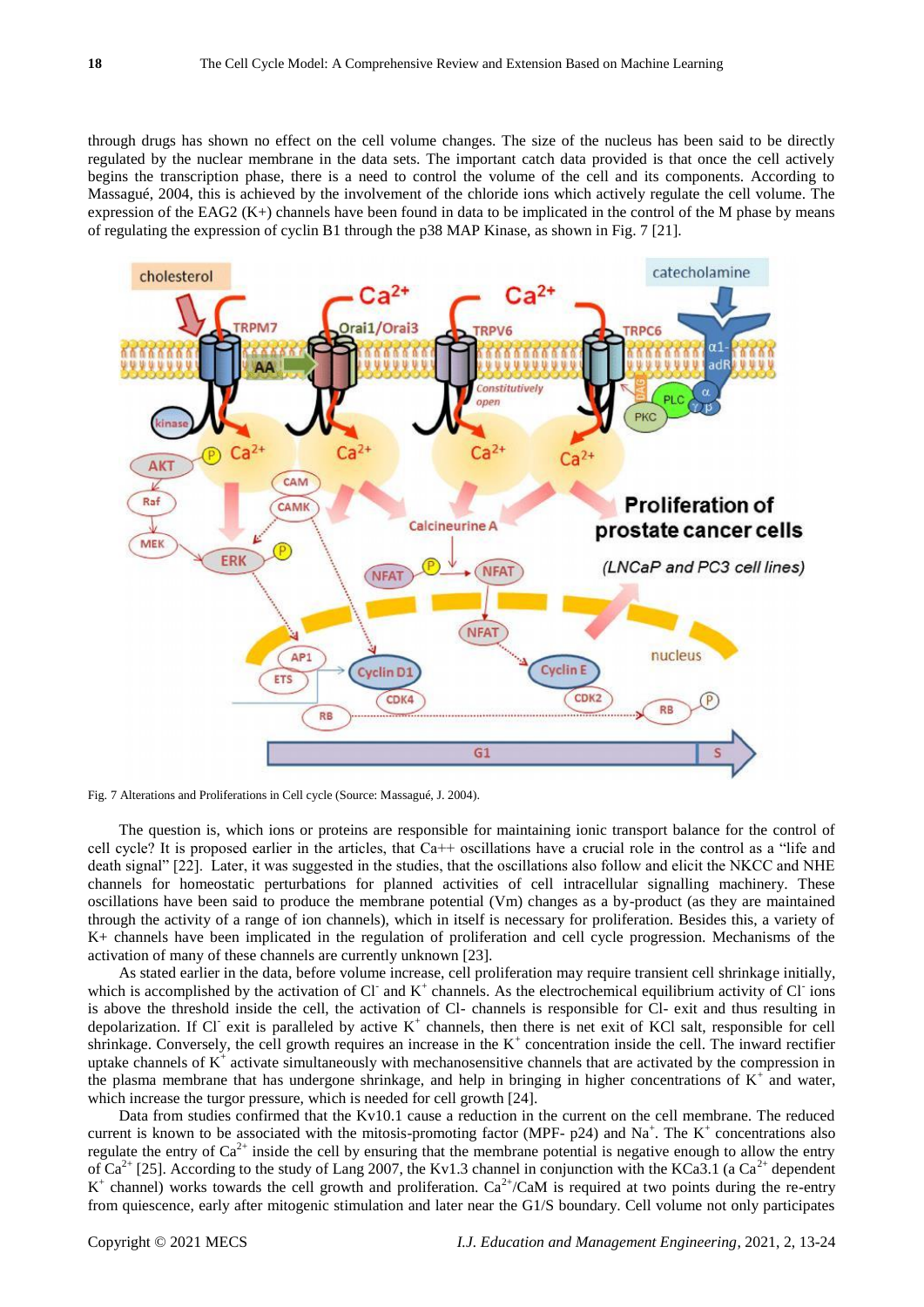through drugs has shown no effect on the cell volume changes. The size of the nucleus has been said to be directly regulated by the nuclear membrane in the data sets. The important catch data provided is that once the cell actively begins the transcription phase, there is a need to control the volume of the cell and its components. According to Massagué, 2004, this is achieved by the involvement of the chloride ions which actively regulate the cell volume. The expression of the EAG2 (K+) channels have been found in data to be implicated in the control of the M phase by means of regulating the expression of cyclin B1 through the p38 MAP Kinase, as shown in Fig. 7 [21].

Fig. 7 Alterations and Proliferations in Cell cycle (Source: Massagué, J. 2004).

The question is, which ions or proteins are responsible for maintaining ionic transport balance for the control of cell cycle? It is proposed earlier in the articles, that Ca++ oscillations have a crucial role in the control as a “life and death signal” [22]. Later, it was suggested in the studies, that the oscillations also follow and elicit the NKCC and NHE channels for homeostatic perturbations for planned activities of cell intracellular signalling machinery. These oscillations have been said to produce the membrane potential (Vm) changes as a by-product (as they are maintained through the activity of a range of ion channels), which in itself is necessary for proliferation. Besides this, a variety of K+ channels have been implicated in the regulation of proliferation and cell cycle progression. Mechanisms of the activation of many of these channels are currently unknown [23].

As stated earlier in the data, before volume increase, cell proliferation may require transient cell shrinkage initially, which is accomplished by the activation of $Cl^-$ and $K^+$ channels. As the electrochemical equilibrium activity of $Cl^-$ ions is above the threshold inside the cell, the activation of Cl- channels is responsible for Cl- exit and thus resulting in depolarization. If $Cl^-$ exit is paralleled by active $K^+$ channels, then there is net exit of KCl salt, responsible for cell shrinkage. Conversely, the cell growth requires an increase in the $K^+$ concentration inside the cell. The inward rectifier uptake channels of $K^+$ activate simultaneously with mechanosensitive channels that are activated by the compression in the plasma membrane that has undergone shrinkage, and help in bringing in higher concentrations of $K^+$ and water, which increase the turgor pressure, which is needed for cell growth [24].

Data from studies confirmed that the Kv10.1 cause a reduction in the current on the cell membrane. The reduced current is known to be associated with the mitosis-promoting factor (MPF- p24) and $Na^+$. The $K^+$ concentrations also regulate the entry of $Ca^{2+}$ inside the cell by ensuring that the membrane potential is negative enough to allow the entry of $Ca^{2+}$ [25]. According to the study of Lang 2007, the Kv1.3 channel in conjunction with the KCa3.1 (a $Ca^{2+}$ dependent $K^+$ channel) works towards the cell growth and proliferation. $Ca^{2+}$/CaM is required at two points during the re-entry from quiescence, early after mitogenic stimulation and later near the G1/S boundary. Cell volume not only participates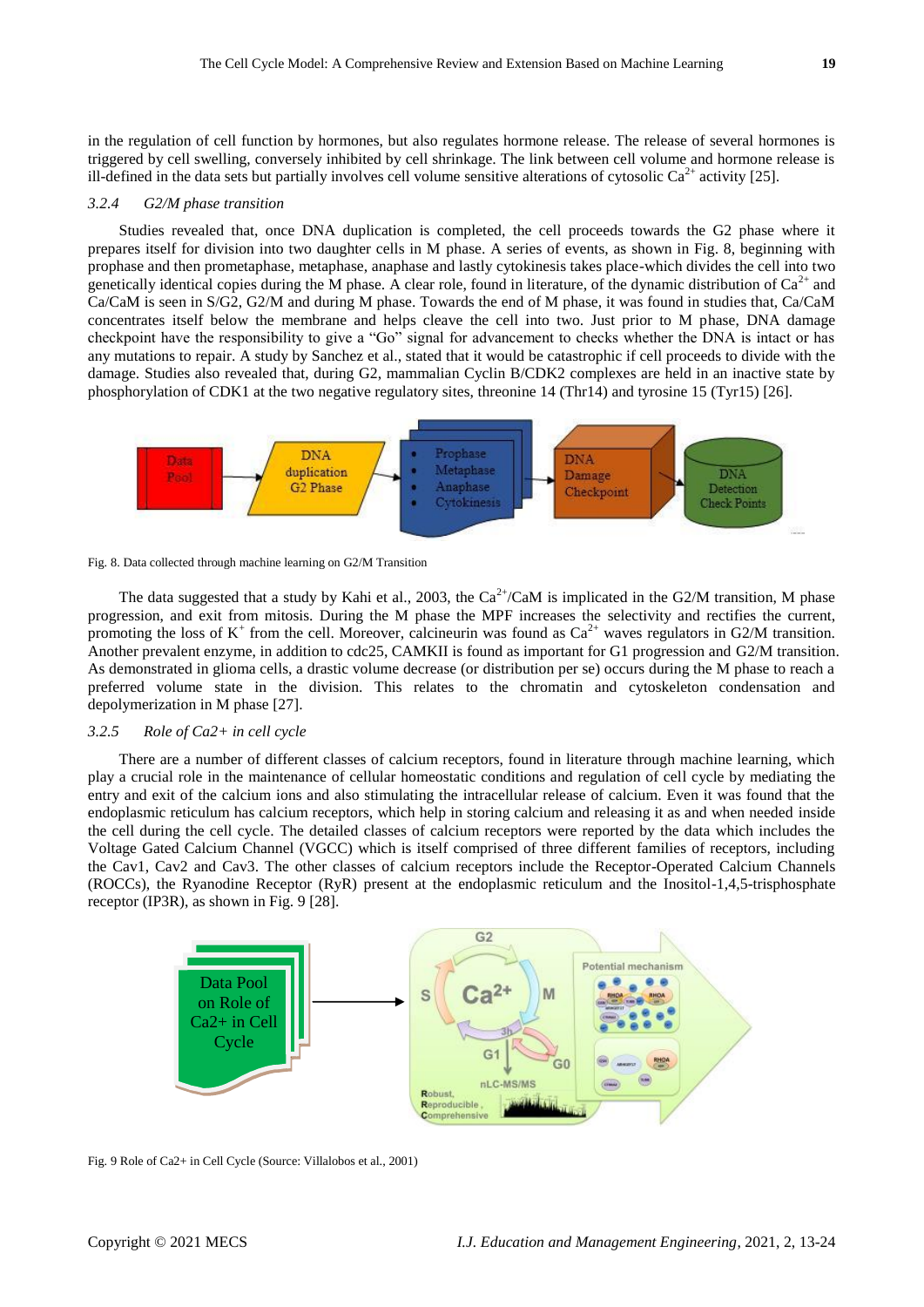in the regulation of cell function by hormones, but also regulates hormone release. The release of several hormones is triggered by cell swelling, conversely inhibited by cell shrinkage. The link between cell volume and hormone release is ill-defined in the data sets but partially involves cell volume sensitive alterations of cytosolic $Ca^{2+}$ activity [25].

### 3.2.4 *G2/M phase transition*

Studies revealed that, once DNA duplication is completed, the cell proceeds towards the G2 phase where it prepares itself for division into two daughter cells in M phase. A series of events, as shown in Fig. 8, beginning with prophase and then prometaphase, metaphase, anaphase and lastly cytokinesis takes place-which divides the cell into two genetically identical copies during the M phase. A clear role, found in literature, of the dynamic distribution of $Ca^{2+}$ and Ca/CaM is seen in S/G2, G2/M and during M phase. Towards the end of M phase, it was found in studies that, Ca/CaM concentrates itself below the membrane and helps cleave the cell into two. Just prior to M phase, DNA damage checkpoint have the responsibility to give a "Go" signal for advancement to checks whether the DNA is intact or has any mutations to repair. A study by Sanchez et al., stated that it would be catastrophic if cell proceeds to divide with the damage. Studies also revealed that, during G2, mammalian Cyclin B/CDK2 complexes are held in an inactive state by phosphorylation of CDK1 at the two negative regulatory sites, threonine 14 (Thr14) and tyrosine 15 (Tyr15) [26].

Fig. 8. Data collected through machine learning on G2/M Transition

The data suggested that a study by Kahi et al., 2003, the $Ca^{2+}$/CaM is implicated in the G2/M transition, M phase progression, and exit from mitosis. During the M phase the MPF increases the selectivity and rectifies the current, promoting the loss of $K^{+}$ from the cell. Moreover, calcineurin was found as $Ca^{2+}$ waves regulators in G2/M transition. Another prevalent enzyme, in addition to cdc25, CAMKII is found as important for G1 progression and G2/M transition. As demonstrated in glioma cells, a drastic volume decrease (or distribution per se) occurs during the M phase to reach a preferred volume state in the division. This relates to the chromatin and cytoskeleton condensation and depolymerization in M phase [27].

### 3.2.5 *Role of Ca2+ in cell cycle*

There are a number of different classes of calcium receptors, found in literature through machine learning, which play a crucial role in the maintenance of cellular homeostatic conditions and regulation of cell cycle by mediating the entry and exit of the calcium ions and also stimulating the intracellular release of calcium. Even it was found that the endoplasmic reticulum has calcium receptors, which help in storing calcium and releasing it as and when needed inside the cell during the cell cycle. The detailed classes of calcium receptors were reported by the data which includes the Voltage Gated Calcium Channel (VGCC) which is itself comprised of three different families of receptors, including the Cav1, Cav2 and Cav3. The other classes of calcium receptors include the Receptor-Operated Calcium Channels (ROCCs), the Ryanodine Receptor (RyR) present at the endoplasmic reticulum and the Inositol-1,4,5-trisphosphate receptor (IP3R), as shown in Fig. 9 [28].

Fig. 9 Role of Ca2+ in Cell Cycle (Source: Villalobos et al., 2001)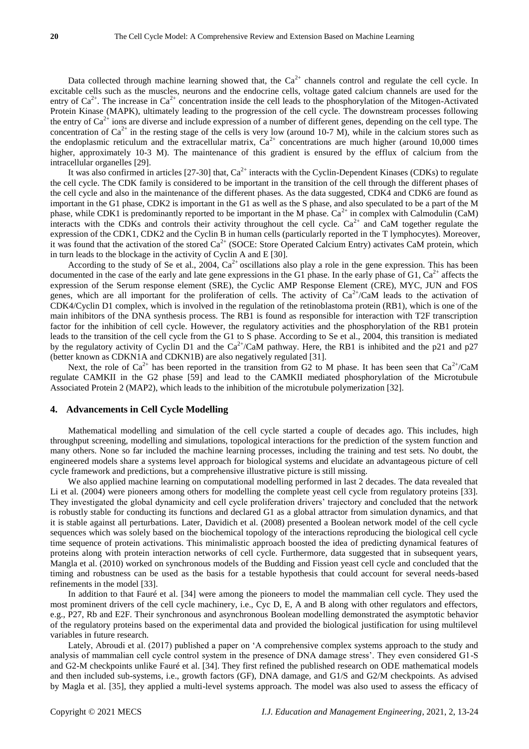Data collected through machine learning showed that, the $Ca^{2+}$ channels control and regulate the cell cycle. In excitable cells such as the muscles, neurons and the endocrine cells, voltage gated calcium channels are used for the entry of $Ca^{2+}$. The increase in $Ca^{2+}$ concentration inside the cell leads to the phosphorylation of the Mitogen-Activated Protein Kinase (MAPK), ultimately leading to the progression of the cell cycle. The downstream processes following the entry of $Ca^{2+}$ ions are diverse and include expression of a number of different genes, depending on the cell type. The concentration of $Ca^{2+}$ in the resting stage of the cells is very low (around 10-7 M), while in the calcium stores such as the endoplasmic reticulum and the extracellular matrix, $Ca^{2+}$ concentrations are much higher (around 10,000 times higher, approximately 10-3 M). The maintenance of this gradient is ensured by the efflux of calcium from the intracellular organelles [29].

It was also confirmed in articles [27-30] that, $Ca^{2+}$ interacts with the Cyclin-Dependent Kinases (CDKs) to regulate the cell cycle. The CDK family is considered to be important in the transition of the cell through the different phases of the cell cycle and also in the maintenance of the different phases. As the data suggested, CDK4 and CDK6 are found as important in the G1 phase, CDK2 is important in the G1 as well as the S phase, and also speculated to be a part of the M phase, while CDK1 is predominantly reported to be important in the M phase. $Ca^{2+}$ in complex with Calmodulin (CaM) interacts with the CDKs and controls their activity throughout the cell cycle. $Ca^{2+}$ and CaM together regulate the expression of the CDK1, CDK2 and the Cyclin B in human cells (particularly reported in the T lymphocytes). Moreover, it was found that the activation of the stored $Ca^{2+}$ (SOCE: Store Operated Calcium Entry) activates CaM protein, which in turn leads to the blockage in the activity of Cyclin A and E [30].

According to the study of Se et al., 2004, $Ca^{2+}$ oscillations also play a role in the gene expression. This has been documented in the case of the early and late gene expressions in the G1 phase. In the early phase of G1, $Ca^{2+}$ affects the expression of the Serum response element (SRE), the Cyclic AMP Response Element (CRE), MYC, JUN and FOS genes, which are all important for the proliferation of cells. The activity of $Ca^{2+}$/CaM leads to the activation of CDK4/Cyclin D1 complex, which is involved in the regulation of the retinoblastoma protein (RB1), which is one of the main inhibitors of the DNA synthesis process. The RB1 is found as responsible for interaction with T2F transcription factor for the inhibition of cell cycle. However, the regulatory activities and the phosphorylation of the RB1 protein leads to the transition of the cell cycle from the G1 to S phase. According to Se et al., 2004, this transition is mediated by the regulatory activity of Cyclin D1 and the $Ca^{2+}$/CaM pathway. Here, the RB1 is inhibited and the p21 and p27 (better known as CDKN1A and CDKN1B) are also negatively regulated [31].

Next, the role of $Ca^{2+}$ has been reported in the transition from G2 to M phase. It has been seen that $Ca^{2+}$/CaM regulate CAMKII in the G2 phase [59] and lead to the CAMKII mediated phosphorylation of the Microtubule Associated Protein 2 (MAP2), which leads to the inhibition of the microtubule polymerization [32].

## 4. Advancements in Cell Cycle Modelling

Mathematical modelling and simulation of the cell cycle started a couple of decades ago. This includes, high throughput screening, modelling and simulations, topological interactions for the prediction of the system function and many others. None so far included the machine learning processes, including the training and test sets. No doubt, the engineered models share a systems level approach for biological systems and elucidate an advantageous picture of cell cycle framework and predictions, but a comprehensive illustrative picture is still missing.

We also applied machine learning on computational modelling performed in last 2 decades. The data revealed that Li et al. (2004) were pioneers among others for modelling the complete yeast cell cycle from regulatory proteins [33]. They investigated the global dynamicity and cell cycle proliferation drivers' trajectory and concluded that the network is robustly stable for conducting its functions and declared G1 as a global attractor from simulation dynamics, and that it is stable against all perturbations. Later, Davidich et al. (2008) presented a Boolean network model of the cell cycle sequences which was solely based on the biochemical topology of the interactions reproducing the biological cell cycle time sequence of protein activations. This minimalistic approach boosted the idea of predicting dynamical features of proteins along with protein interaction networks of cell cycle. Furthermore, data suggested that in subsequent years, Mangla et al. (2010) worked on synchronous models of the Budding and Fission yeast cell cycle and concluded that the timing and robustness can be used as the basis for a testable hypothesis that could account for several needs-based refinements in the model [33].

In addition to that Fauré et al. [34] were among the pioneers to model the mammalian cell cycle. They used the most prominent drivers of the cell cycle machinery, i.e., Cyc D, E, A and B along with other regulators and effectors, e.g., P27, Rb and E2F. Their synchronous and asynchronous Boolean modelling demonstrated the asymptotic behavior of the regulatory proteins based on the experimental data and provided the biological justification for using multilevel variables in future research.

Lately, Abroudi et al. (2017) published a paper on 'A comprehensive complex systems approach to the study and analysis of mammalian cell cycle control system in the presence of DNA damage stress'. They even considered G1-S and G2-M checkpoints unlike Fauré et al. [34]. They first refined the published research on ODE mathematical models and then included sub-systems, i.e., growth factors (GF), DNA damage, and G1/S and G2/M checkpoints. As advised by Magla et al. [35], they applied a multi-level systems approach. The model was also used to assess the efficacy of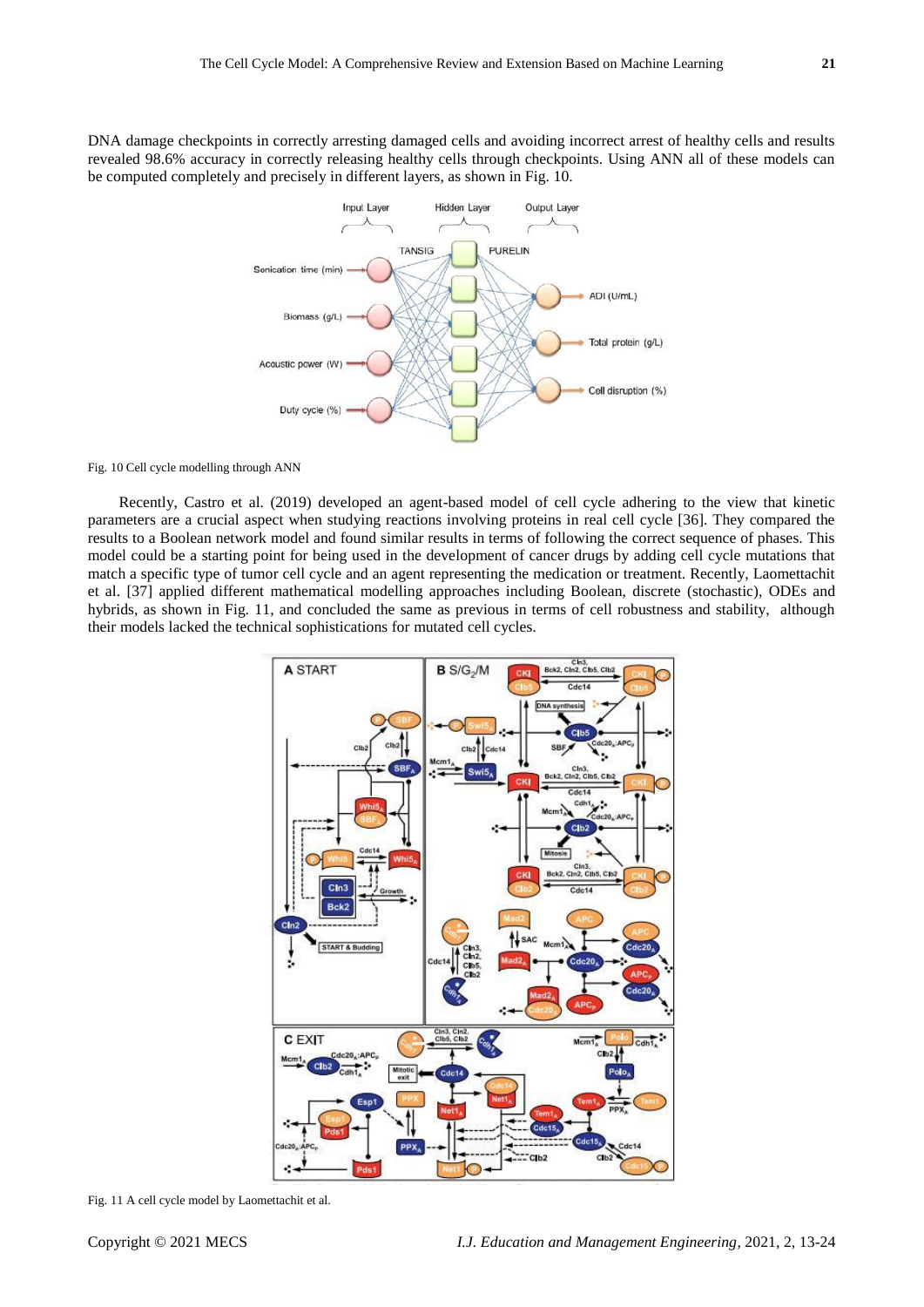DNA damage checkpoints in correctly arresting damaged cells and avoiding incorrect arrest of healthy cells and results revealed 98.6% accuracy in correctly releasing healthy cells through checkpoints. Using ANN all of these models can be computed completely and precisely in different layers, as shown in Fig. 10.

Fig. 10 Cell cycle modelling through ANN

Recently, Castro et al. (2019) developed an agent-based model of cell cycle adhering to the view that kinetic parameters are a crucial aspect when studying reactions involving proteins in real cell cycle [36]. They compared the results to a Boolean network model and found similar results in terms of following the correct sequence of phases. This model could be a starting point for being used in the development of cancer drugs by adding cell cycle mutations that match a specific type of tumor cell cycle and an agent representing the medication or treatment. Recently, Laomettachit et al. [37] applied different mathematical modelling approaches including Boolean, discrete (stochastic), ODEs and hybrids, as shown in Fig. 11, and concluded the same as previous in terms of cell robustness and stability, although their models lacked the technical sophistications for mutated cell cycles.

Fig. 11 A cell cycle model by Laomettachit et al.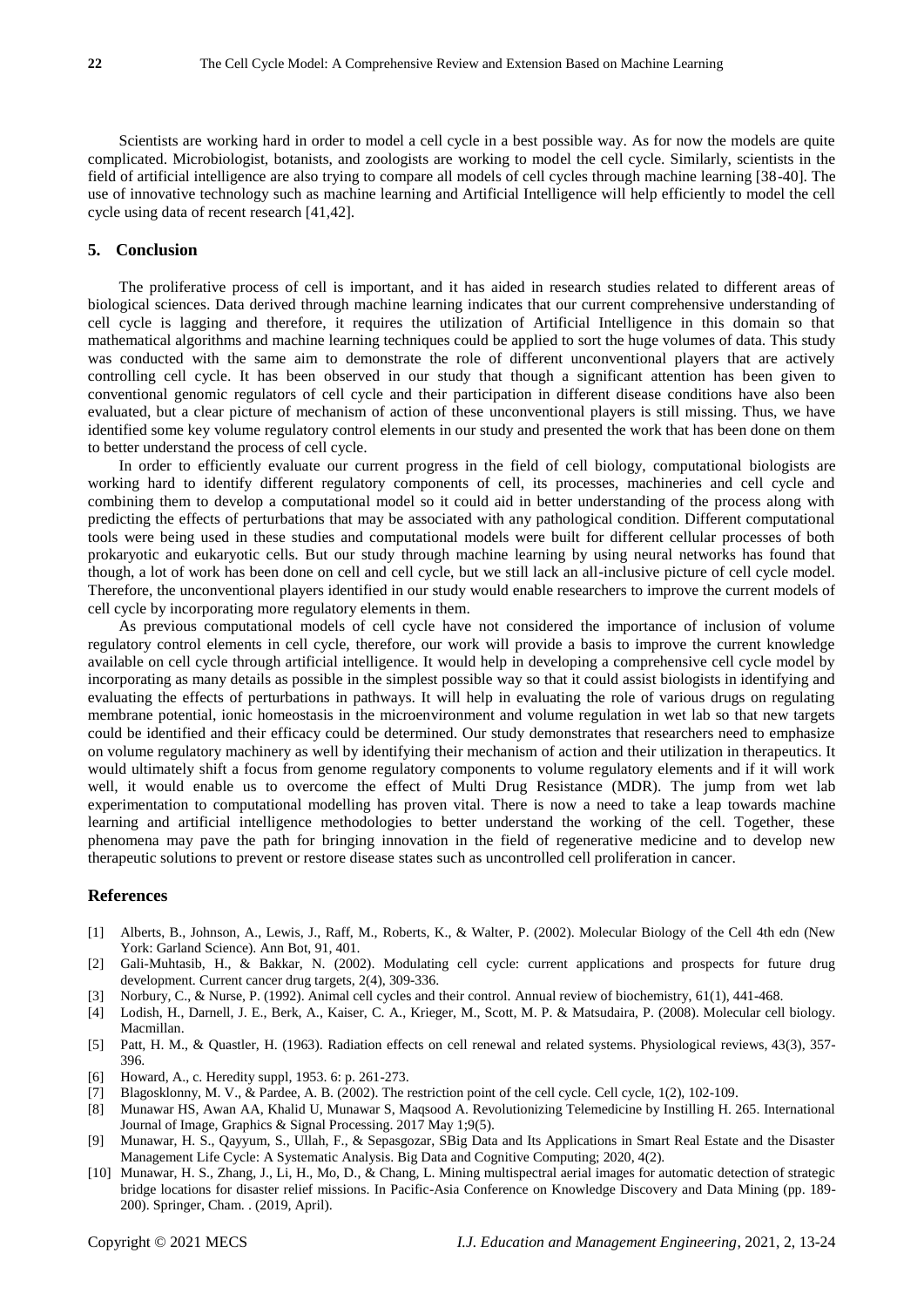Scientists are working hard in order to model a cell cycle in a best possible way. As for now the models are quite complicated. Microbiologist, botanists, and zoologists are working to model the cell cycle. Similarly, scientists in the field of artificial intelligence are also trying to compare all models of cell cycles through machine learning [38-40]. The use of innovative technology such as machine learning and Artificial Intelligence will help efficiently to model the cell cycle using data of recent research [41,42].

## 5. Conclusion

The proliferative process of cell is important, and it has aided in research studies related to different areas of biological sciences. Data derived through machine learning indicates that our current comprehensive understanding of cell cycle is lagging and therefore, it requires the utilization of Artificial Intelligence in this domain so that mathematical algorithms and machine learning techniques could be applied to sort the huge volumes of data. This study was conducted with the same aim to demonstrate the role of different unconventional players that are actively controlling cell cycle. It has been observed in our study that though a significant attention has been given to conventional genomic regulators of cell cycle and their participation in different disease conditions have also been evaluated, but a clear picture of mechanism of action of these unconventional players is still missing. Thus, we have identified some key volume regulatory control elements in our study and presented the work that has been done on them to better understand the process of cell cycle.

In order to efficiently evaluate our current progress in the field of cell biology, computational biologists are working hard to identify different regulatory components of cell, its processes, machineries and cell cycle and combining them to develop a computational model so it could aid in better understanding of the process along with predicting the effects of perturbations that may be associated with any pathological condition. Different computational tools were being used in these studies and computational models were built for different cellular processes of both prokaryotic and eukaryotic cells. But our study through machine learning by using neural networks has found that though, a lot of work has been done on cell and cell cycle, but we still lack an all-inclusive picture of cell cycle model. Therefore, the unconventional players identified in our study would enable researchers to improve the current models of cell cycle by incorporating more regulatory elements in them.

As previous computational models of cell cycle have not considered the importance of inclusion of volume regulatory control elements in cell cycle, therefore, our work will provide a basis to improve the current knowledge available on cell cycle through artificial intelligence. It would help in developing a comprehensive cell cycle model by incorporating as many details as possible in the simplest possible way so that it could assist biologists in identifying and evaluating the effects of perturbations in pathways. It will help in evaluating the role of various drugs on regulating membrane potential, ionic homeostasis in the microenvironment and volume regulation in wet lab so that new targets could be identified and their efficacy could be determined. Our study demonstrates that researchers need to emphasize on volume regulatory machinery as well by identifying their mechanism of action and their utilization in therapeutics. It would ultimately shift a focus from genome regulatory components to volume regulatory elements and if it will work well, it would enable us to overcome the effect of Multi Drug Resistance (MDR). The jump from wet lab experimentation to computational modelling has proven vital. There is now a need to take a leap towards machine learning and artificial intelligence methodologies to better understand the working of the cell. Together, these phenomena may pave the path for bringing innovation in the field of regenerative medicine and to develop new therapeutic solutions to prevent or restore disease states such as uncontrolled cell proliferation in cancer.

## References

- [1] Alberts, B., Johnson, A., Lewis, J., Raff, M., Roberts, K., & Walter, P. (2002). Molecular Biology of the Cell 4th edn (New York: Garland Science). Ann Bot, 91, 401.
- [2] Gali-Muhtasib, H., & Bakkar, N. (2002). Modulating cell cycle: current applications and prospects for future drug development. Current cancer drug targets, 2(4), 309-336.
- [3] Norbury, C., & Nurse, P. (1992). Animal cell cycles and their control. Annual review of biochemistry, 61(1), 441-468.
- [4] Lodish, H., Darnell, J. E., Berk, A., Kaiser, C. A., Krieger, M., Scott, M. P. & Matsudaira, P. (2008). Molecular cell biology. Macmillan.
- [5] Patt, H. M., & Quastler, H. (1963). Radiation effects on cell renewal and related systems. Physiological reviews, 43(3), 357-396.
- [6] Howard, A., c. Heredity suppl, 1953. 6: p. 261-273.
- [7] Blagosklonny, M. V., & Pardee, A. B. (2002). The restriction point of the cell cycle. Cell cycle, 1(2), 102-109.
- [8] Munawar HS, Awan AA, Khalid U, Munawar S, Maqsood A. Revolutionizing Telemedicine by Instilling H. 265. International Journal of Image, Graphics & Signal Processing. 2017 May 1;9(5).
- [9] Munawar, H. S., Qayyum, S., Ullah, F., & Sepasgozar, SBig Data and Its Applications in Smart Real Estate and the Disaster Management Life Cycle: A Systematic Analysis. Big Data and Cognitive Computing; 2020, 4(2).
- [10] Munawar, H. S., Zhang, J., Li, H., Mo, D., & Chang, L. Mining multispectral aerial images for automatic detection of strategic bridge locations for disaster relief missions. In Pacific-Asia Conference on Knowledge Discovery and Data Mining (pp. 189-200). Springer, Cham. . (2019, April).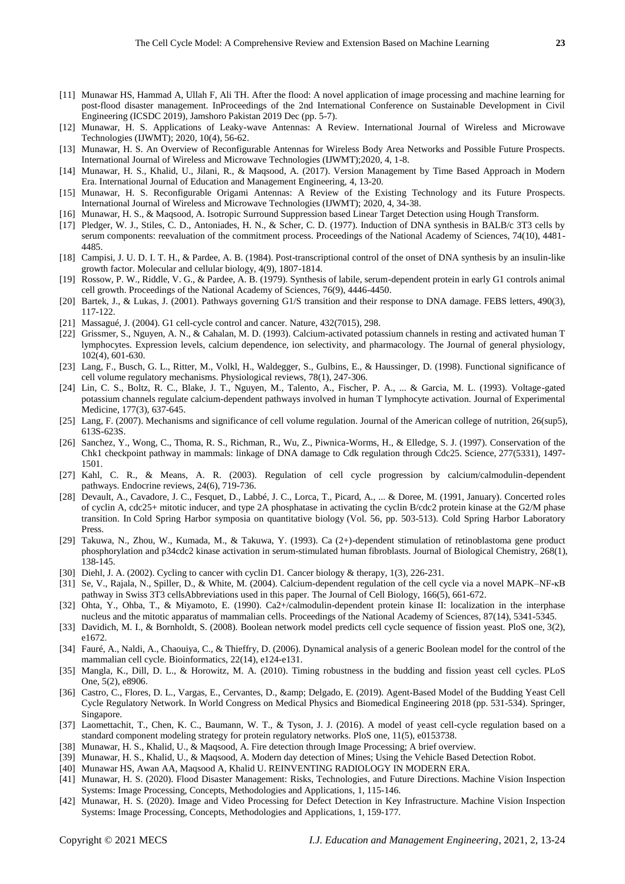[11] Munawar HS, Hammad A, Ullah F, Ali TH. After the flood: A novel application of image processing and machine learning for post-flood disaster management. InProceedings of the 2nd International Conference on Sustainable Development in Civil Engineering (ICSDC 2019), Jamshoro Pakistan 2019 Dec (pp. 5-7).

[12] Munawar, H. S. Applications of Leaky-wave Antennas: A Review. International Journal of Wireless and Microwave Technologies (IJWMT); 2020, 10(4), 56-62.

[13] Munawar, H. S. An Overview of Reconfigurable Antennas for Wireless Body Area Networks and Possible Future Prospects. International Journal of Wireless and Microwave Technologies (IJWMT);2020, 4, 1-8.

[14] Munawar, H. S., Khalid, U., Jilani, R., & Maqsood, A. (2017). Version Management by Time Based Approach in Modern Era. International Journal of Education and Management Engineering, 4, 13-20.

[15] Munawar, H. S. Reconfigurable Origami Antennas: A Review of the Existing Technology and its Future Prospects. International Journal of Wireless and Microwave Technologies (IJWMT); 2020, 4, 34-38.

[16] Munawar, H. S., & Maqsood, A. Isotropic Surround Suppression based Linear Target Detection using Hough Transform.

[17] Pledger, W. J., Stiles, C. D., Antoniades, H. N., & Scher, C. D. (1977). Induction of DNA synthesis in BALB/c 3T3 cells by serum components: reevaluation of the commitment process. Proceedings of the National Academy of Sciences, 74(10), 4481-4485.

[18] Campisi, J. U. D. I. T. H., & Pardee, A. B. (1984). Post-transcriptional control of the onset of DNA synthesis by an insulin-like growth factor. Molecular and cellular biology, 4(9), 1807-1814.

[19] Rossow, P. W., Riddle, V. G., & Pardee, A. B. (1979). Synthesis of labile, serum-dependent protein in early G1 controls animal cell growth. Proceedings of the National Academy of Sciences, 76(9), 4446-4450.

[20] Bartek, J., & Lukas, J. (2001). Pathways governing G1/S transition and their response to DNA damage. FEBS letters, 490(3), 117-122.

[21] Massagué, J. (2004). G1 cell-cycle control and cancer. Nature, 432(7015), 298.

[22] Grissmer, S., Nguyen, A. N., & Cahalan, M. D. (1993). Calcium-activated potassium channels in resting and activated human T lymphocytes. Expression levels, calcium dependence, ion selectivity, and pharmacology. The Journal of general physiology, 102(4), 601-630.

[23] Lang, F., Busch, G. L., Ritter, M., Volkl, H., Waldegger, S., Gulbins, E., & Haussinger, D. (1998). Functional significance of cell volume regulatory mechanisms. Physiological reviews, 78(1), 247-306.

[24] Lin, C. S., Boltz, R. C., Blake, J. T., Nguyen, M., Talento, A., Fischer, P. A., ... & Garcia, M. L. (1993). Voltage-gated potassium channels regulate calcium-dependent pathways involved in human T lymphocyte activation. Journal of Experimental Medicine, 177(3), 637-645.

[25] Lang, F. (2007). Mechanisms and significance of cell volume regulation. Journal of the American college of nutrition, 26(sup5), 613S-623S.

[26] Sanchez, Y., Wong, C., Thoma, R. S., Richman, R., Wu, Z., Piwnica-Worms, H., & Elledge, S. J. (1997). Conservation of the Chk1 checkpoint pathway in mammals: linkage of DNA damage to Cdk regulation through Cdc25. Science, 277(5331), 1497-1501.

[27] Kahl, C. R., & Means, A. R. (2003). Regulation of cell cycle progression by calcium/calmodulin-dependent pathways. Endocrine reviews, 24(6), 719-736.

[28] Devault, A., Cavadore, J. C., Fesquet, D., Labbé, J. C., Lorca, T., Picard, A., ... & Doree, M. (1991, January). Concerted roles of cyclin A, cdc25+ mitotic inducer, and type 2A phosphatase in activating the cyclin B/cdc2 protein kinase at the G2/M phase transition. In Cold Spring Harbor symposia on quantitative biology (Vol. 56, pp. 503-513). Cold Spring Harbor Laboratory Press.

[29] Takuwa, N., Zhou, W., Kumada, M., & Takuwa, Y. (1993). Ca (2+)-dependent stimulation of retinoblastoma gene product phosphorylation and p34cdc2 kinase activation in serum-stimulated human fibroblasts. Journal of Biological Chemistry, 268(1), 138-145.

[30] Diehl, J. A. (2002). Cycling to cancer with cyclin D1. Cancer biology & therapy, 1(3), 226-231.

[31] Se, V., Rajala, N., Spiller, D., & White, M. (2004). Calcium-dependent regulation of the cell cycle via a novel MAPK–NF-κB pathway in Swiss 3T3 cellsAbbreviations used in this paper. The Journal of Cell Biology, 166(5), 661-672.

[32] Ohta, Y., Ohba, T., & Miyamoto, E. (1990). Ca2+/calmodulin-dependent protein kinase II: localization in the interphase nucleus and the mitotic apparatus of mammalian cells. Proceedings of the National Academy of Sciences, 87(14), 5341-5345.

[33] Davidich, M. I., & Bornholdt, S. (2008). Boolean network model predicts cell cycle sequence of fission yeast. PloS one, 3(2), e1672.

[34] Fauré, A., Naldi, A., Chaouiya, C., & Thieffry, D. (2006). Dynamical analysis of a generic Boolean model for the control of the mammalian cell cycle. Bioinformatics, 22(14), e124-e131.

[35] Mangla, K., Dill, D. L., & Horowitz, M. A. (2010). Timing robustness in the budding and fission yeast cell cycles. PLoS One, 5(2), e8906.

[36] Castro, C., Flores, D. L., Vargas, E., Cervantes, D., &amp; Delgado, E. (2019). Agent-Based Model of the Budding Yeast Cell Cycle Regulatory Network. In World Congress on Medical Physics and Biomedical Engineering 2018 (pp. 531-534). Springer, Singapore.

[37] Laomettachit, T., Chen, K. C., Baumann, W. T., & Tyson, J. J. (2016). A model of yeast cell-cycle regulation based on a standard component modeling strategy for protein regulatory networks. PloS one, 11(5), e0153738.

[38] Munawar, H. S., Khalid, U., & Maqsood, A. Fire detection through Image Processing; A brief overview.

[39] Munawar, H. S., Khalid, U., & Maqsood, A. Modern day detection of Mines; Using the Vehicle Based Detection Robot.

[40] Munawar HS, Awan AA, Maqsood A, Khalid U. REINVENTING RADIOLOGY IN MODERN ERA.

[41] Munawar, H. S. (2020). Flood Disaster Management: Risks, Technologies, and Future Directions. Machine Vision Inspection Systems: Image Processing, Concepts, Methodologies and Applications, 1, 115-146.

[42] Munawar, H. S. (2020). Image and Video Processing for Defect Detection in Key Infrastructure. Machine Vision Inspection Systems: Image Processing, Concepts, Methodologies and Applications, 1, 159-177.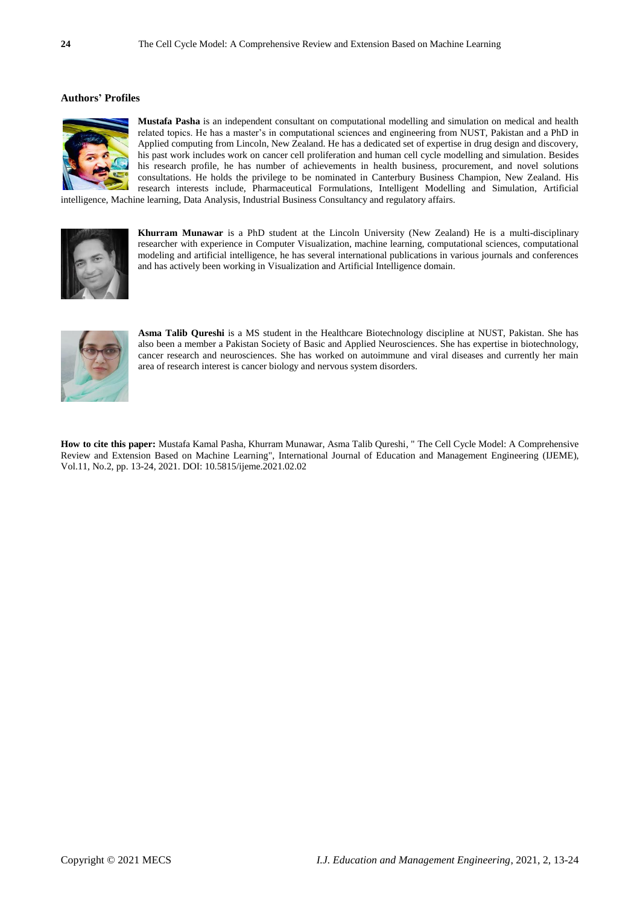**Authors' Profiles**

**Mustafa Pasha** is an independent consultant on computational modelling and simulation on medical and health related topics. He has a master's in computational sciences and engineering from NUST, Pakistan and a PhD in Applied computing from Lincoln, New Zealand. He has a dedicated set of expertise in drug design and discovery, his past work includes work on cancer cell proliferation and human cell cycle modelling and simulation. Besides his research profile, he has number of achievements in health business, procurement, and novel solutions consultations. He holds the privilege to be nominated in Canterbury Business Champion, New Zealand. His research interests include, Pharmaceutical Formulations, Intelligent Modelling and Simulation, Artificial intelligence, Machine learning, Data Analysis, Industrial Business Consultancy and regulatory affairs.

**Khurram Munawar** is a PhD student at the Lincoln University (New Zealand) He is a multi-disciplinary researcher with experience in Computer Visualization, machine learning, computational sciences, computational modeling and artificial intelligence, he has several international publications in various journals and conferences and has actively been working in Visualization and Artificial Intelligence domain.

**Asma Talib Qureshi** is a MS student in the Healthcare Biotechnology discipline at NUST, Pakistan. She has also been a member a Pakistan Society of Basic and Applied Neurosciences. She has expertise in biotechnology, cancer research and neurosciences. She has worked on autoimmune and viral diseases and currently her main area of research interest is cancer biology and nervous system disorders.

**How to cite this paper:** Mustafa Kamal Pasha, Khurram Munawar, Asma Talib Qureshi, " The Cell Cycle Model: A Comprehensive Review and Extension Based on Machine Learning", International Journal of Education and Management Engineering (IJEME), Vol.11, No.2, pp. 13-24, 2021. DOI: 10.5815/ijeme.2021.02.02